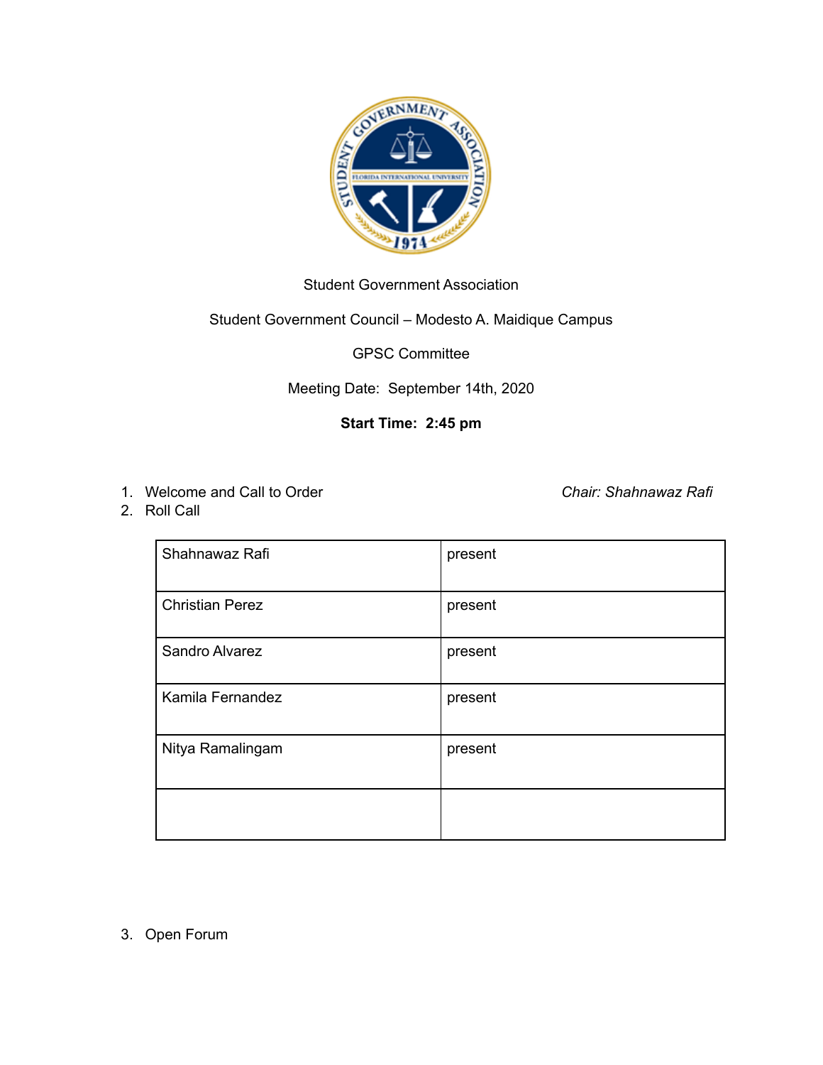Student Government Association

Student Government Council – Modesto A. Maidique Campus

GPSC Committee

Meeting Date: September 14th, 2020

**Start Time: 2:45 pm**

1. Welcome and Call to Order *Chair: Shahnawaz Rafi*
2. Roll Call

| Shahnawaz Rafi | present |
|---|---|
| Christian Perez | present |
| Sandro Alvarez | present |
| Kamila Fernandez | present |
| Nitya Ramalingam | present |
| | |

3. Open Forum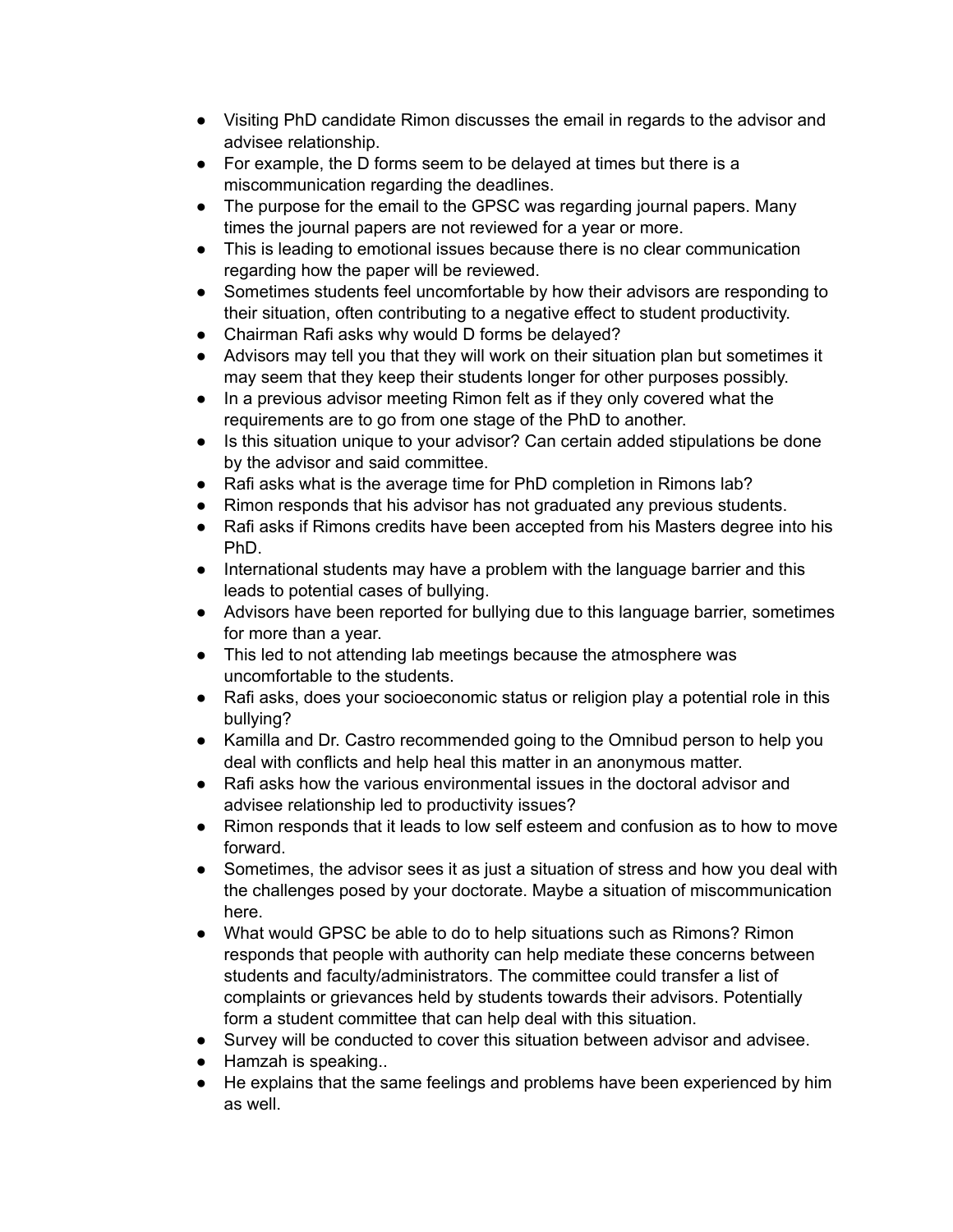- Visiting PhD candidate Rimon discusses the email in regards to the advisor and advisee relationship.
- For example, the D forms seem to be delayed at times but there is a miscommunication regarding the deadlines.
- The purpose for the email to the GPSC was regarding journal papers. Many times the journal papers are not reviewed for a year or more.
- This is leading to emotional issues because there is no clear communication regarding how the paper will be reviewed.
- Sometimes students feel uncomfortable by how their advisors are responding to their situation, often contributing to a negative effect to student productivity.
- Chairman Rafi asks why would D forms be delayed?
- Advisors may tell you that they will work on their situation plan but sometimes it may seem that they keep their students longer for other purposes possibly.
- In a previous advisor meeting Rimon felt as if they only covered what the requirements are to go from one stage of the PhD to another.
- Is this situation unique to your advisor? Can certain added stipulations be done by the advisor and said committee.
- Rafi asks what is the average time for PhD completion in Rimons lab?
- Rimon responds that his advisor has not graduated any previous students.
- Rafi asks if Rimons credits have been accepted from his Masters degree into his PhD.
- International students may have a problem with the language barrier and this leads to potential cases of bullying.
- Advisors have been reported for bullying due to this language barrier, sometimes for more than a year.
- This led to not attending lab meetings because the atmosphere was uncomfortable to the students.
- Rafi asks, does your socioeconomic status or religion play a potential role in this bullying?
- Kamilla and Dr. Castro recommended going to the Omnibud person to help you deal with conflicts and help heal this matter in an anonymous matter.
- Rafi asks how the various environmental issues in the doctoral advisor and advisee relationship led to productivity issues?
- Rimon responds that it leads to low self esteem and confusion as to how to move forward.
- Sometimes, the advisor sees it as just a situation of stress and how you deal with the challenges posed by your doctorate. Maybe a situation of miscommunication here.
- What would GPSC be able to do to help situations such as Rimons? Rimon responds that people with authority can help mediate these concerns between students and faculty/administrators. The committee could transfer a list of complaints or grievances held by students towards their advisors. Potentially form a student committee that can help deal with this situation.
- Survey will be conducted to cover this situation between advisor and advisee.
- Hamzah is speaking..
- He explains that the same feelings and problems have been experienced by him as well.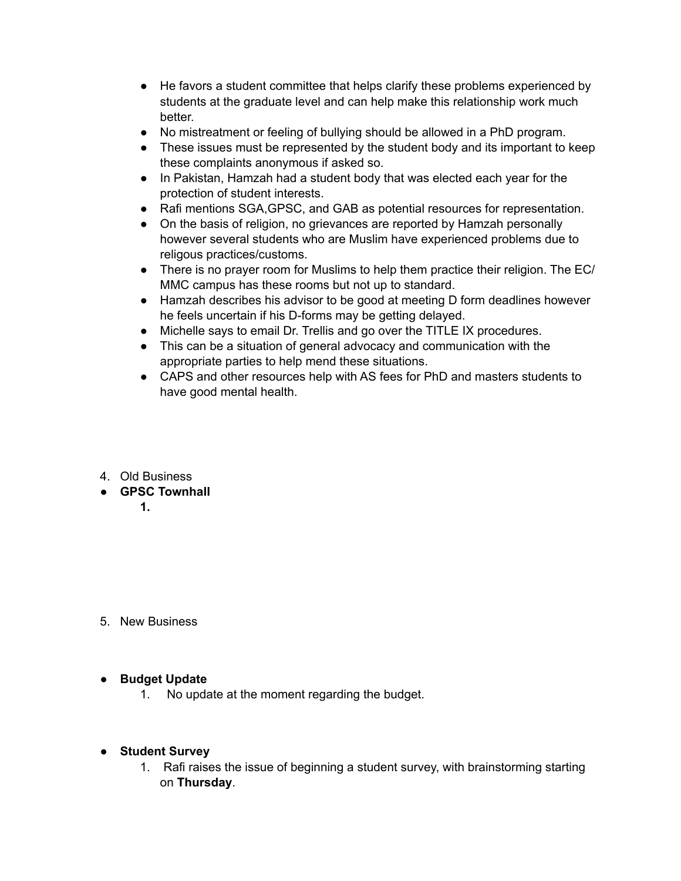- He favors a student committee that helps clarify these problems experienced by students at the graduate level and can help make this relationship work much better.
- No mistreatment or feeling of bullying should be allowed in a PhD program.
- These issues must be represented by the student body and its important to keep these complaints anonymous if asked so.
- In Pakistan, Hamzah had a student body that was elected each year for the protection of student interests.
- Rafi mentions SGA,GPSC, and GAB as potential resources for representation.
- On the basis of religion, no grievances are reported by Hamzah personally however several students who are Muslim have experienced problems due to religous practices/customs.
- There is no prayer room for Muslims to help them practice their religion. The EC/ MMC campus has these rooms but not up to standard.
- Hamzah describes his advisor to be good at meeting D form deadlines however he feels uncertain if his D-forms may be getting delayed.
- Michelle says to email Dr. Trellis and go over the TITLE IX procedures.
- This can be a situation of general advocacy and communication with the appropriate parties to help mend these situations.
- CAPS and other resources help with AS fees for PhD and masters students to have good mental health.

4. Old Business

- **GPSC Townhall**
    1.

5. New Business

- **Budget Update**
    1. No update at the moment regarding the budget.

- **Student Survey**
    1. Rafi raises the issue of beginning a student survey, with brainstorming starting on **Thursday**.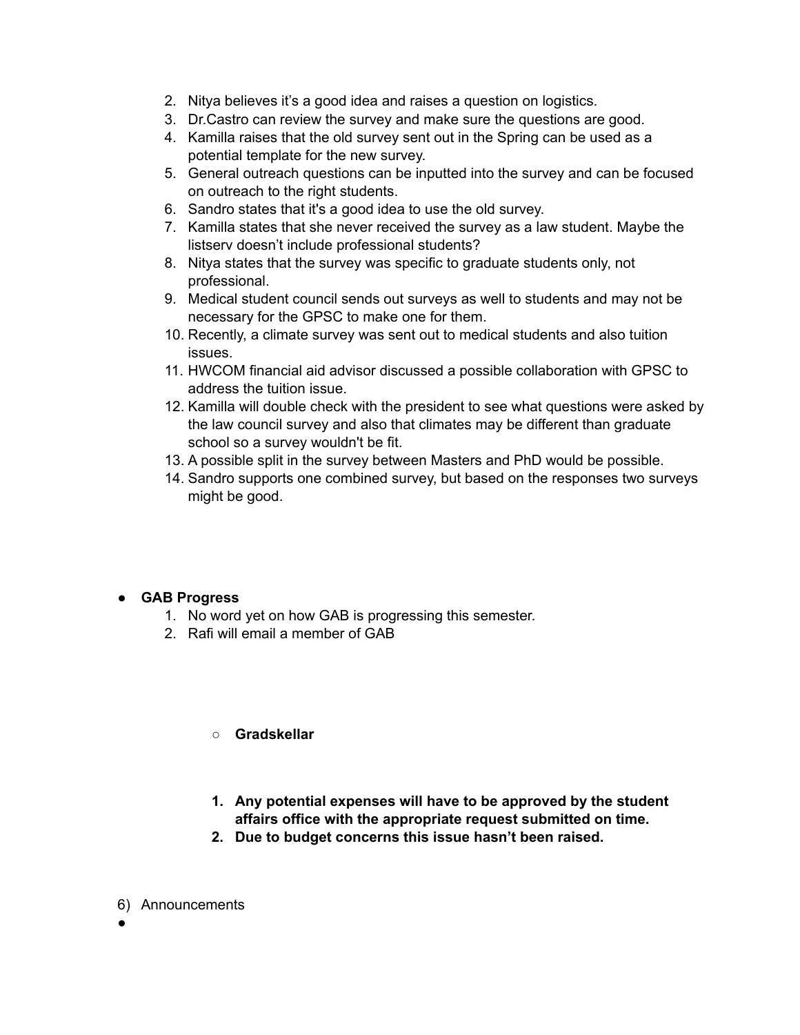2. Nitya believes it's a good idea and raises a question on logistics.
3. Dr.Castro can review the survey and make sure the questions are good.
4. Kamilla raises that the old survey sent out in the Spring can be used as a potential template for the new survey.
5. General outreach questions can be inputted into the survey and can be focused on outreach to the right students.
6. Sandro states that it's a good idea to use the old survey.
7. Kamilla states that she never received the survey as a law student. Maybe the listserv doesn't include professional students?
8. Nitya states that the survey was specific to graduate students only, not professional.
9. Medical student council sends out surveys as well to students and may not be necessary for the GPSC to make one for them.
10. Recently, a climate survey was sent out to medical students and also tuition issues.
11. HWCOM financial aid advisor discussed a possible collaboration with GPSC to address the tuition issue.
12. Kamilla will double check with the president to see what questions were asked by the law council survey and also that climates may be different than graduate school so a survey wouldn't be fit.
13. A possible split in the survey between Masters and PhD would be possible.
14. Sandro supports one combined survey, but based on the responses two surveys might be good.

- **GAB Progress**
  1. No word yet on how GAB is progressing this semester.
  2. Rafi will email a member of GAB

    - **Gradskellar**

    1. **Any potential expenses will have to be approved by the student affairs office with the appropriate request submitted on time.**
    2. **Due to budget concerns this issue hasn't been raised.**

6) Announcements

-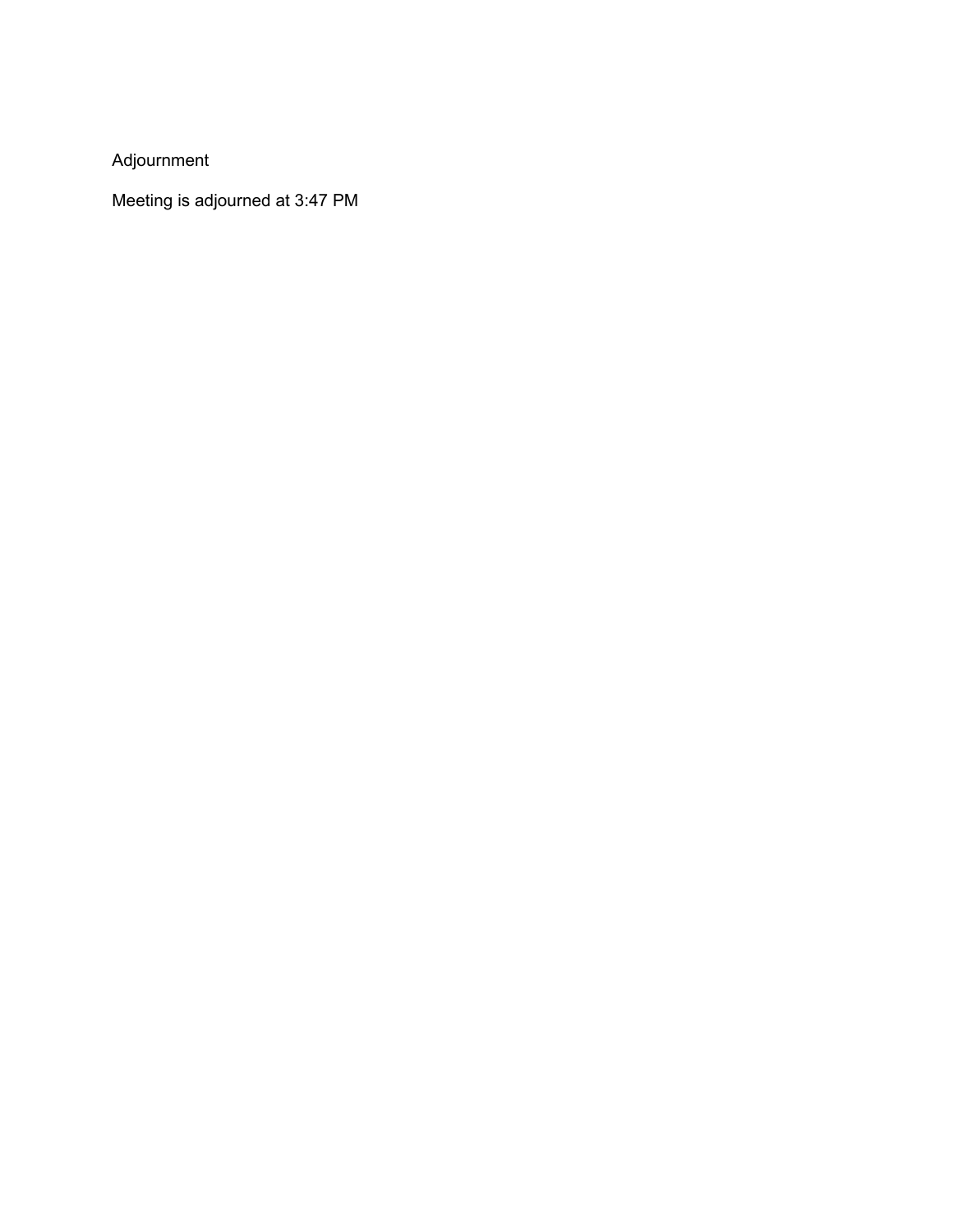Adjournment

Meeting is adjourned at 3:47 PM